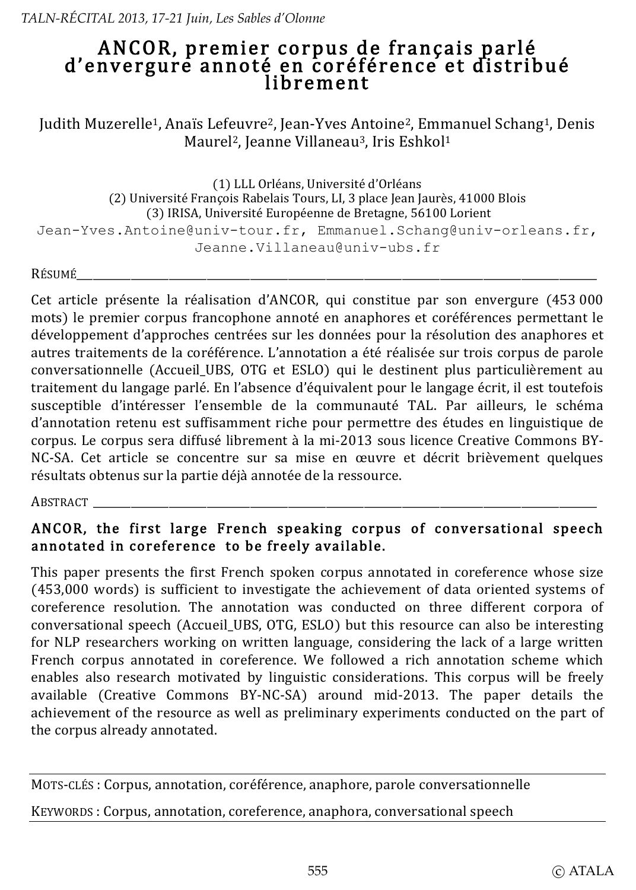# ANCOR, premier corpus de français parlé d'envergure annoté en coréférence et distribué librement

Judith Muzerelle[1], Anaïs Lefeuvre[2], Jean-Yves Antoine[2], Emmanuel Schang[1], Denis Maurel[2], Jeanne Villaneau[3], Iris Eshkol[1]

(1) LLL Orléans, Université d'Orléans
(2) Université François Rabelais Tours, LI, 3 place Jean Jaurès, 41000 Blois
(3) IRISA, Université Européenne de Bretagne, 56100 Lorient
Jean-Yves.Antoine@univ-tour.fr, Emmanuel.Schang@univ-orleans.fr, Jeanne.Villaneau@univ-ubs.fr

RÉSUMÉ

Cet article présente la réalisation d'ANCOR, qui constitue par son envergure (453 000 mots) le premier corpus francophone annoté en anaphores et coréférences permettant le développement d'approches centrées sur les données pour la résolution des anaphores et autres traitements de la coréférence. L'annotation a été réalisée sur trois corpus de parole conversationnelle (Accueil_UBS, OTG et ESLO) qui le destinent plus particulièrement au traitement du langage parlé. En l'absence d'équivalent pour le langage écrit, il est toutefois susceptible d'intéresser l'ensemble de la communauté TAL. Par ailleurs, le schéma d'annotation retenu est suffisamment riche pour permettre des études en linguistique de corpus. Le corpus sera diffusé librement à la mi-2013 sous licence Creative Commons BY-NC-SA. Cet article se concentre sur sa mise en œuvre et décrit brièvement quelques résultats obtenus sur la partie déjà annotée de la ressource.

ABSTRACT

**ANCOR, the first large French speaking corpus of conversational speech annotated in coreference to be freely available.**

This paper presents the first French spoken corpus annotated in coreference whose size (453,000 words) is sufficient to investigate the achievement of data oriented systems of coreference resolution. The annotation was conducted on three different corpora of conversational speech (Accueil_UBS, OTG, ESLO) but this resource can also be interesting for NLP researchers working on written language, considering the lack of a large written French corpus annotated in coreference. We followed a rich annotation scheme which enables also research motivated by linguistic considerations. This corpus will be freely available (Creative Commons BY-NC-SA) around mid-2013. The paper details the achievement of the resource as well as preliminary experiments conducted on the part of the corpus already annotated.

MOTS-CLÉS : Corpus, annotation, coréférence, anaphore, parole conversationnelle

KEYWORDS : Corpus, annotation, coreference, anaphora, conversational speech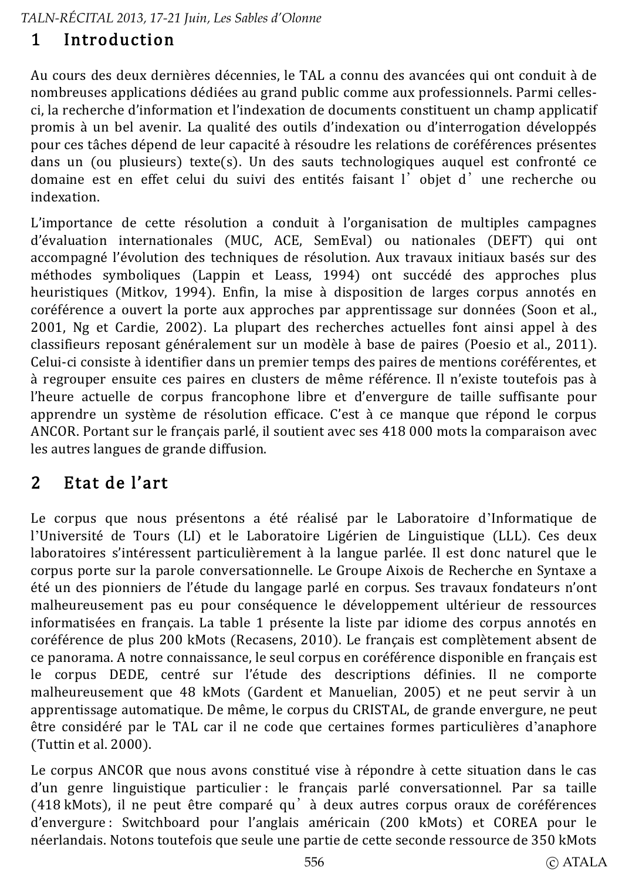## 1 Introduction

Au cours des deux dernières décennies, le TAL a connu des avancées qui ont conduit à de nombreuses applications dédiées au grand public comme aux professionnels. Parmi celles-ci, la recherche d'information et l'indexation de documents constituent un champ applicatif promis à un bel avenir. La qualité des outils d'indexation ou d'interrogation développés pour ces tâches dépend de leur capacité à résoudre les relations de coréférences présentes dans un (ou plusieurs) texte(s). Un des sauts technologiques auquel est confronté ce domaine est en effet celui du suivi des entités faisant l'objet d'une recherche ou indexation.

L'importance de cette résolution a conduit à l'organisation de multiples campagnes d'évaluation internationales (MUC, ACE, SemEval) ou nationales (DEFT) qui ont accompagné l'évolution des techniques de résolution. Aux travaux initiaux basés sur des méthodes symboliques (Lappin et Leass, 1994) ont succédé des approches plus heuristiques (Mitkov, 1994). Enfin, la mise à disposition de larges corpus annotés en coréférence a ouvert la porte aux approches par apprentissage sur données (Soon et al., 2001, Ng et Cardie, 2002). La plupart des recherches actuelles font ainsi appel à des classifieurs reposant généralement sur un modèle à base de paires (Poesio et al., 2011). Celui-ci consiste à identifier dans un premier temps des paires de mentions coréférentes, et à regrouper ensuite ces paires en clusters de même référence. Il n'existe toutefois pas à l'heure actuelle de corpus francophone libre et d'envergure de taille suffisante pour apprendre un système de résolution efficace. C'est à ce manque que répond le corpus ANCOR. Portant sur le français parlé, il soutient avec ses 418 000 mots la comparaison avec les autres langues de grande diffusion.

## 2 Etat de l'art

Le corpus que nous présentons a été réalisé par le Laboratoire d'Informatique de l'Université de Tours (LI) et le Laboratoire Ligérien de Linguistique (LLL). Ces deux laboratoires s'intéressent particulièrement à la langue parlée. Il est donc naturel que le corpus porte sur la parole conversationnelle. Le Groupe Aixois de Recherche en Syntaxe a été un des pionniers de l'étude du langage parlé en corpus. Ses travaux fondateurs n'ont malheureusement pas eu pour conséquence le développement ultérieur de ressources informatisées en français. La table 1 présente la liste par idiome des corpus annotés en coréférence de plus 200 kMots (Recasens, 2010). Le français est complètement absent de ce panorama. A notre connaissance, le seul corpus en coréférence disponible en français est le corpus DEDE, centré sur l'étude des descriptions définies. Il ne comporte malheureusement que 48 kMots (Gardent et Manuelian, 2005) et ne peut servir à un apprentissage automatique. De même, le corpus du CRISTAL, de grande envergure, ne peut être considéré par le TAL car il ne code que certaines formes particulières d'anaphore (Tuttin et al. 2000).

Le corpus ANCOR que nous avons constitué vise à répondre à cette situation dans le cas d'un genre linguistique particulier : le français parlé conversationnel. Par sa taille (418 kMots), il ne peut être comparé qu'à deux autres corpus oraux de coréférences d'envergure : Switchboard pour l'anglais américain (200 kMots) et COREA pour le néerlandais. Notons toutefois que seule une partie de cette seconde ressource de 350 kMots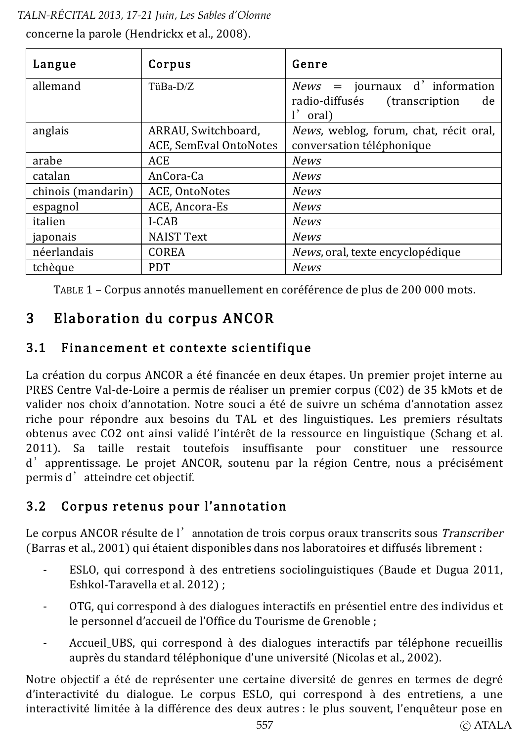concerne la parole (Hendrickx et al., 2008).

| Langue | Corpus | Genre |
|---|---|---|
| allemand | TüBa-D/Z | *News* = journaux d'information radio-diffusés (transcription de l'oral) |
| anglais | ARRAU, Switchboard, ACE, SemEval OntoNotes | *News*, weblog, forum, chat, récit oral, conversation téléphonique |
| arabe | ACE | *News* |
| catalan | AnCora-Ca | *News* |
| chinois (mandarin) | ACE, OntoNotes | *News* |
| espagnol | ACE, Ancora-Es | *News* |
| italien | I-CAB | *News* |
| japonais | NAIST Text | *News* |
| néerlandais | COREA | *News*, oral, texte encyclopédique |
| tchèque | PDT | *News* |

TABLE 1 – Corpus annotés manuellement en coréférence de plus de 200 000 mots.

# 3 Elaboration du corpus ANCOR

## 3.1 Financement et contexte scientifique

La création du corpus ANCOR a été financée en deux étapes. Un premier projet interne au PRES Centre Val-de-Loire a permis de réaliser un premier corpus (C02) de 35 kMots et de valider nos choix d'annotation. Notre souci a été de suivre un schéma d'annotation assez riche pour répondre aux besoins du TAL et des linguistiques. Les premiers résultats obtenus avec CO2 ont ainsi validé l'intérêt de la ressource en linguistique (Schang et al. 2011). Sa taille restait toutefois insuffisante pour constituer une ressource d'apprentissage. Le projet ANCOR, soutenu par la région Centre, nous a précisément permis d'atteindre cet objectif.

## 3.2 Corpus retenus pour l'annotation

Le corpus ANCOR résulte de l'annotation de trois corpus oraux transcrits sous *Transcriber* (Barras et al., 2001) qui étaient disponibles dans nos laboratoires et diffusés librement :

- ESLO, qui correspond à des entretiens sociolinguistiques (Baude et Dugua 2011, Eshkol-Taravella et al. 2012) ;
- OTG, qui correspond à des dialogues interactifs en présentiel entre des individus et le personnel d'accueil de l'Office du Tourisme de Grenoble ;
- Accueil_UBS, qui correspond à des dialogues interactifs par téléphone recueillis auprès du standard téléphonique d'une université (Nicolas et al., 2002).

Notre objectif a été de représenter une certaine diversité de genres en termes de degré d'interactivité du dialogue. Le corpus ESLO, qui correspond à des entretiens, a une interactivité limitée à la différence des deux autres : le plus souvent, l'enquêteur pose en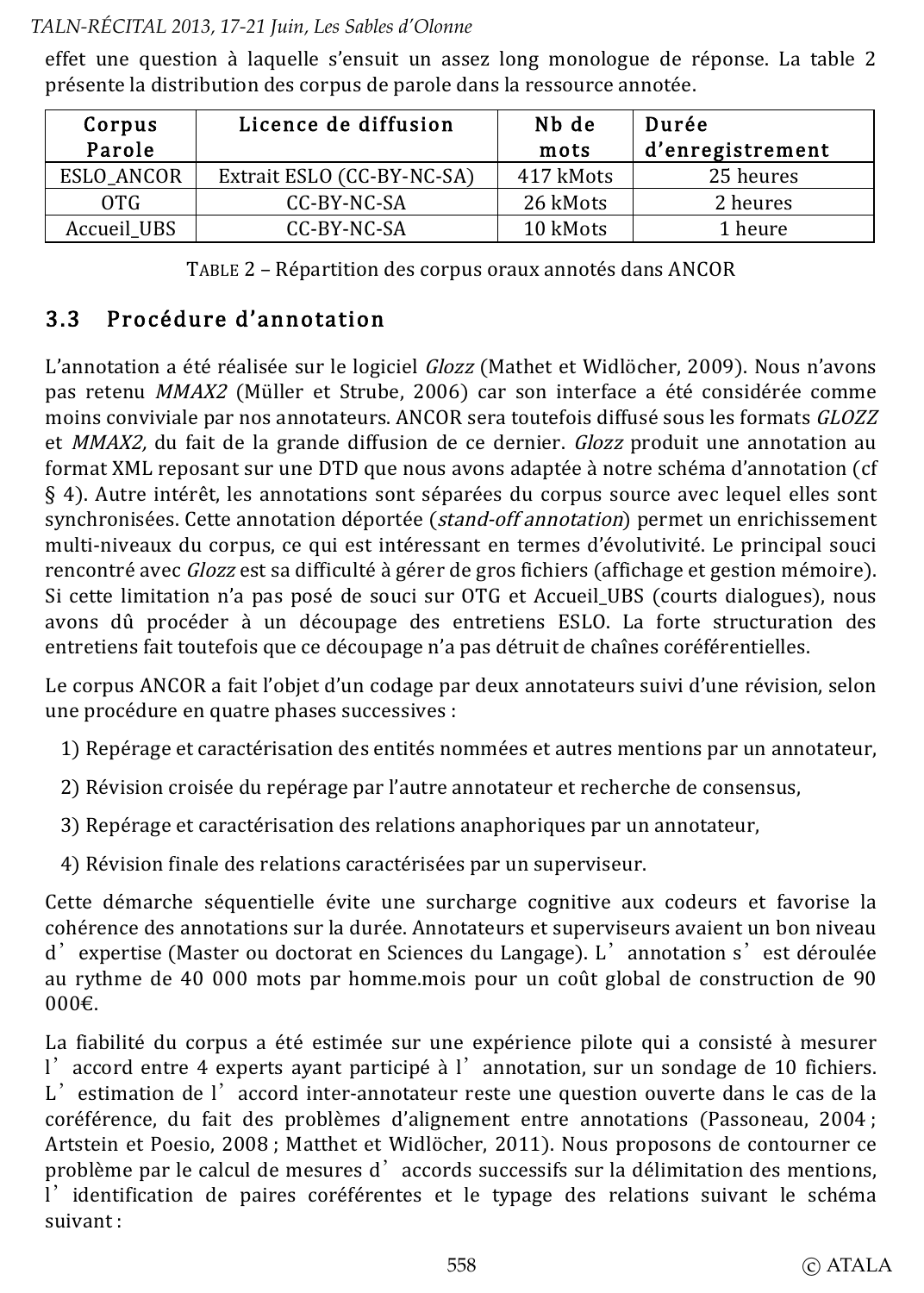effet une question à laquelle s'ensuit un assez long monologue de réponse. La table 2 présente la distribution des corpus de parole dans la ressource annotée.

| Corpus Parole | Licence de diffusion | Nb de mots | Durée d'enregistrement |
|---|---|---|---|
| ESLO_ANCOR | Extrait ESLO (CC-BY-NC-SA) | 417 kMots | 25 heures |
| OTG | CC-BY-NC-SA | 26 kMots | 2 heures |
| Accueil_UBS | CC-BY-NC-SA | 10 kMots | 1 heure |

TABLE 2 – Répartition des corpus oraux annotés dans ANCOR

### 3.3 Procédure d'annotation

L'annotation a été réalisée sur le logiciel *Glozz* (Mathet et Widlöcher, 2009). Nous n'avons pas retenu *MMAX2* (Müller et Strube, 2006) car son interface a été considérée comme moins conviviale par nos annotateurs. ANCOR sera toutefois diffusé sous les formats *GLOZZ* et *MMAX2*, du fait de la grande diffusion de ce dernier. *Glozz* produit une annotation au format XML reposant sur une DTD que nous avons adaptée à notre schéma d'annotation (cf § 4). Autre intérêt, les annotations sont séparées du corpus source avec lequel elles sont synchronisées. Cette annotation déportée (*stand-off annotation*) permet un enrichissement multi-niveaux du corpus, ce qui est intéressant en termes d'évolutivité. Le principal souci rencontré avec *Glozz* est sa difficulté à gérer de gros fichiers (affichage et gestion mémoire). Si cette limitation n'a pas posé de souci sur OTG et Accueil_UBS (courts dialogues), nous avons dû procéder à un découpage des entretiens ESLO. La forte structuration des entretiens fait toutefois que ce découpage n'a pas détruit de chaînes coréférentielles.

Le corpus ANCOR a fait l'objet d'un codage par deux annotateurs suivi d'une révision, selon une procédure en quatre phases successives :

1) Repérage et caractérisation des entités nommées et autres mentions par un annotateur,
2) Révision croisée du repérage par l'autre annotateur et recherche de consensus,
3) Repérage et caractérisation des relations anaphoriques par un annotateur,
4) Révision finale des relations caractérisées par un superviseur.

Cette démarche séquentielle évite une surcharge cognitive aux codeurs et favorise la cohérence des annotations sur la durée. Annotateurs et superviseurs avaient un bon niveau d'expertise (Master ou doctorat en Sciences du Langage). L'annotation s'est déroulée au rythme de 40 000 mots par homme.mois pour un coût global de construction de 90 000€.

La fiabilité du corpus a été estimée sur une expérience pilote qui a consisté à mesurer l'accord entre 4 experts ayant participé à l'annotation, sur un sondage de 10 fichiers. L'estimation de l'accord inter-annotateur reste une question ouverte dans le cas de la coréférence, du fait des problèmes d'alignement entre annotations (Passoneau, 2004 ; Artstein et Poesio, 2008 ; Matthet et Widlöcher, 2011). Nous proposons de contourner ce problème par le calcul de mesures d'accords successifs sur la délimitation des mentions, l'identification de paires coréférentes et le typage des relations suivant le schéma suivant :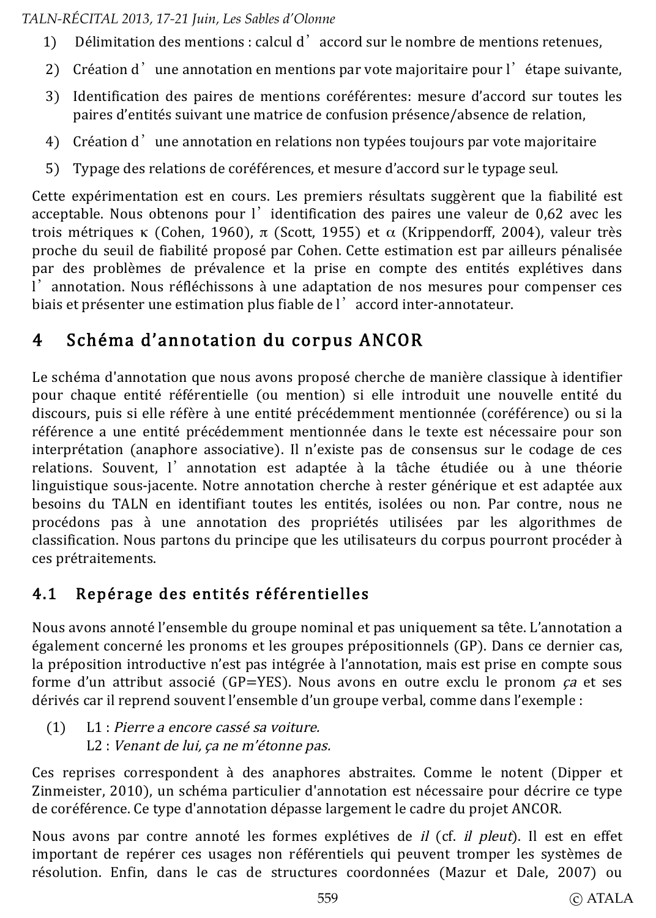1) Délimitation des mentions : calcul d'accord sur le nombre de mentions retenues,
2) Création d'une annotation en mentions par vote majoritaire pour l'étape suivante,
3) Identification des paires de mentions coréférentes: mesure d'accord sur toutes les paires d'entités suivant une matrice de confusion présence/absence de relation,
4) Création d'une annotation en relations non typées toujours par vote majoritaire
5) Typage des relations de coréférences, et mesure d'accord sur le typage seul.

Cette expérimentation est en cours. Les premiers résultats suggèrent que la fiabilité est acceptable. Nous obtenons pour l'identification des paires une valeur de 0,62 avec les trois métriques $\kappa$ (Cohen, 1960), $\pi$ (Scott, 1955) et $\alpha$ (Krippendorff, 2004), valeur très proche du seuil de fiabilité proposé par Cohen. Cette estimation est par ailleurs pénalisée par des problèmes de prévalence et la prise en compte des entités explétives dans l'annotation. Nous réfléchissons à une adaptation de nos mesures pour compenser ces biais et présenter une estimation plus fiable de l'accord inter-annotateur.

## 4 Schéma d'annotation du corpus ANCOR

Le schéma d'annotation que nous avons proposé cherche de manière classique à identifier pour chaque entité référentielle (ou mention) si elle introduit une nouvelle entité du discours, puis si elle réfère à une entité précédemment mentionnée (coréférence) ou si la référence a une entité précédemment mentionnée dans le texte est nécessaire pour son interprétation (anaphore associative). Il n'existe pas de consensus sur le codage de ces relations. Souvent, l'annotation est adaptée à la tâche étudiée ou à une théorie linguistique sous-jacente. Notre annotation cherche à rester générique et est adaptée aux besoins du TALN en identifiant toutes les entités, isolées ou non. Par contre, nous ne procédons pas à une annotation des propriétés utilisées par les algorithmes de classification. Nous partons du principe que les utilisateurs du corpus pourront procéder à ces prétraitements.

### 4.1 Repérage des entités référentielles

Nous avons annoté l'ensemble du groupe nominal et pas uniquement sa tête. L'annotation a également concerné les pronoms et les groupes prépositionnels (GP). Dans ce dernier cas, la préposition introductive n'est pas intégrée à l'annotation, mais est prise en compte sous forme d'un attribut associé (GP=YES). Nous avons en outre exclu le pronom *ça* et ses dérivés car il reprend souvent l'ensemble d'un groupe verbal, comme dans l'exemple :

(1) L1 : *Pierre a encore cassé sa voiture.*
L2 : *Venant de lui, ça ne m'étonne pas.*

Ces reprises correspondent à des anaphores abstraites. Comme le notent (Dipper et Zinmeister, 2010), un schéma particulier d'annotation est nécessaire pour décrire ce type de coréférence. Ce type d'annotation dépasse largement le cadre du projet ANCOR.

Nous avons par contre annoté les formes explétives de *il* (cf. *il pleut*). Il est en effet important de repérer ces usages non référentiels qui peuvent tromper les systèmes de résolution. Enfin, dans le cas de structures coordonnées (Mazur et Dale, 2007) ou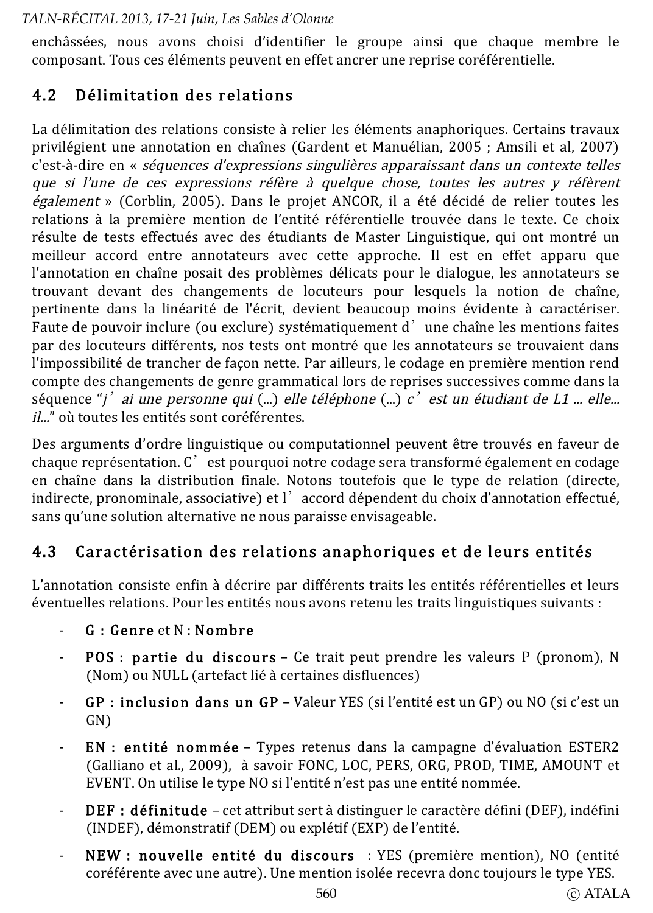enchâssées, nous avons choisi d'identifier le groupe ainsi que chaque membre le composant. Tous ces éléments peuvent en effet ancrer une reprise coréférentielle.

## 4.2 Délimitation des relations

La délimitation des relations consiste à relier les éléments anaphoriques. Certains travaux privilégient une annotation en chaînes (Gardent et Manuélian, 2005 ; Amsili et al, 2007) c'est-à-dire en « *séquences d'expressions singulières apparaissant dans un contexte telles que si l'une de ces expressions réfère à quelque chose, toutes les autres y réfèrent également* » (Corblin, 2005). Dans le projet ANCOR, il a été décidé de relier toutes les relations à la première mention de l'entité référentielle trouvée dans le texte. Ce choix résulte de tests effectués avec des étudiants de Master Linguistique, qui ont montré un meilleur accord entre annotateurs avec cette approche. Il est en effet apparu que l'annotation en chaîne posait des problèmes délicats pour le dialogue, les annotateurs se trouvant devant des changements de locuteurs pour lesquels la notion de chaîne, pertinente dans la linéarité de l'écrit, devient beaucoup moins évidente à caractériser. Faute de pouvoir inclure (ou exclure) systématiquement d'une chaîne les mentions faites par des locuteurs différents, nos tests ont montré que les annotateurs se trouvaient dans l'impossibilité de trancher de façon nette. Par ailleurs, le codage en première mention rend compte des changements de genre grammatical lors de reprises successives comme dans la séquence "*j'ai une personne qui* (...) *elle téléphone* (...) *c'est un étudiant de L1 ... elle... il...*" où toutes les entités sont coréférentes.

Des arguments d'ordre linguistique ou computationnel peuvent être trouvés en faveur de chaque représentation. C'est pourquoi notre codage sera transformé également en codage en chaîne dans la distribution finale. Notons toutefois que le type de relation (directe, indirecte, pronominale, associative) et l'accord dépendent du choix d'annotation effectué, sans qu'une solution alternative ne nous paraisse envisageable.

## 4.3 Caractérisation des relations anaphoriques et de leurs entités

L'annotation consiste enfin à décrire par différents traits les entités référentielles et leurs éventuelles relations. Pour les entités nous avons retenu les traits linguistiques suivants :

- **G : Genre** et N : **Nombre**
- **POS : partie du discours** – Ce trait peut prendre les valeurs P (pronom), N (Nom) ou NULL (artefact lié à certaines disfluences)
- **GP : inclusion dans un GP** – Valeur YES (si l'entité est un GP) ou NO (si c'est un GN)
- **EN : entité nommée** – Types retenus dans la campagne d'évaluation ESTER2 (Galliano et al., 2009), à savoir FONC, LOC, PERS, ORG, PROD, TIME, AMOUNT et EVENT. On utilise le type NO si l'entité n'est pas une entité nommée.
- **DEF : définitude** – cet attribut sert à distinguer le caractère défini (DEF), indéfini (INDEF), démonstratif (DEM) ou explétif (EXP) de l'entité.
- **NEW : nouvelle entité du discours** : YES (première mention), NO (entité coréférente avec une autre). Une mention isolée recevra donc toujours le type YES.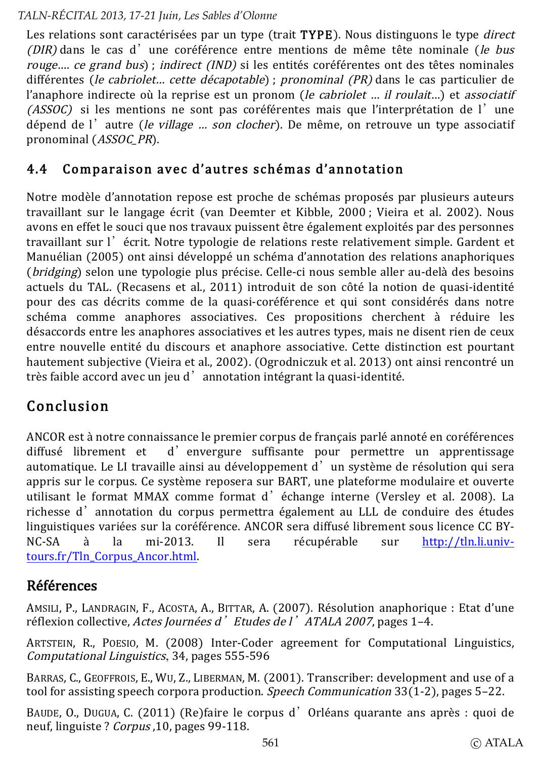Les relations sont caractérisées par un type (trait TYPE). Nous distinguons le type *direct (DIR)* dans le cas d'une coréférence entre mentions de même tête nominale (*le bus rouge…. ce grand bus*) ; *indirect (IND)* si les entités coréférentes ont des têtes nominales différentes (*le cabriolet… cette décapotable*) ; *pronominal (PR)* dans le cas particulier de l'anaphore indirecte où la reprise est un pronom (*le cabriolet … il roulait…*) et *associatif (ASSOC)* si les mentions ne sont pas coréférentes mais que l'interprétation de l'une dépend de l'autre (*le village … son clocher*). De même, on retrouve un type associatif pronominal (*ASSOC_PR*).

## 4.4 Comparaison avec d'autres schémas d'annotation

Notre modèle d'annotation repose est proche de schémas proposés par plusieurs auteurs travaillant sur le langage écrit (van Deemter et Kibble, 2000 ; Vieira et al. 2002). Nous avons en effet le souci que nos travaux puissent être également exploités par des personnes travaillant sur l'écrit. Notre typologie de relations reste relativement simple. Gardent et Manuélian (2005) ont ainsi développé un schéma d'annotation des relations anaphoriques (*bridging*) selon une typologie plus précise. Celle-ci nous semble aller au-delà des besoins actuels du TAL. (Recasens et al., 2011) introduit de son côté la notion de quasi-identité pour des cas décrits comme de la quasi-coréférence et qui sont considérés dans notre schéma comme anaphores associatives. Ces propositions cherchent à réduire les désaccords entre les anaphores associatives et les autres types, mais ne disent rien de ceux entre nouvelle entité du discours et anaphore associative. Cette distinction est pourtant hautement subjective (Vieira et al., 2002). (Ogrodniczuk et al. 2013) ont ainsi rencontré un très faible accord avec un jeu d'annotation intégrant la quasi-identité.

## Conclusion

ANCOR est à notre connaissance le premier corpus de français parlé annoté en coréférences diffusé librement et d'envergure suffisante pour permettre un apprentissage automatique. Le LI travaille ainsi au développement d'un système de résolution qui sera appris sur le corpus. Ce système reposera sur BART, une plateforme modulaire et ouverte utilisant le format MMAX comme format d'échange interne (Versley et al. 2008). La richesse d'annotation du corpus permettra également au LLL de conduire des études linguistiques variées sur la coréférence. ANCOR sera diffusé librement sous licence CC BY-NC-SA à la mi-2013. Il sera récupérable sur http://tln.li.univ-tours.fr/Tln_Corpus_Ancor.html.

## Références

AMSILI, P., LANDRAGIN, F., ACOSTA, A., BITTAR, A. (2007). Résolution anaphorique : Etat d'une réflexion collective, *Actes Journées d'Etudes de l'ATALA 2007*, pages 1–4.

ARTSTEIN, R., POESIO, M. (2008) Inter-Coder agreement for Computational Linguistics, *Computational Linguistics*, 34, pages 555-596

BARRAS, C., GEOFFROIS, E., WU, Z., LIBERMAN, M. (2001). Transcriber: development and use of a tool for assisting speech corpora production. *Speech Communication* 33(1-2), pages 5–22.

BAUDE, O., DUGUA, C. (2011) (Re)faire le corpus d'Orléans quarante ans après : quoi de neuf, linguiste ? *Corpus* ,10, pages 99-118.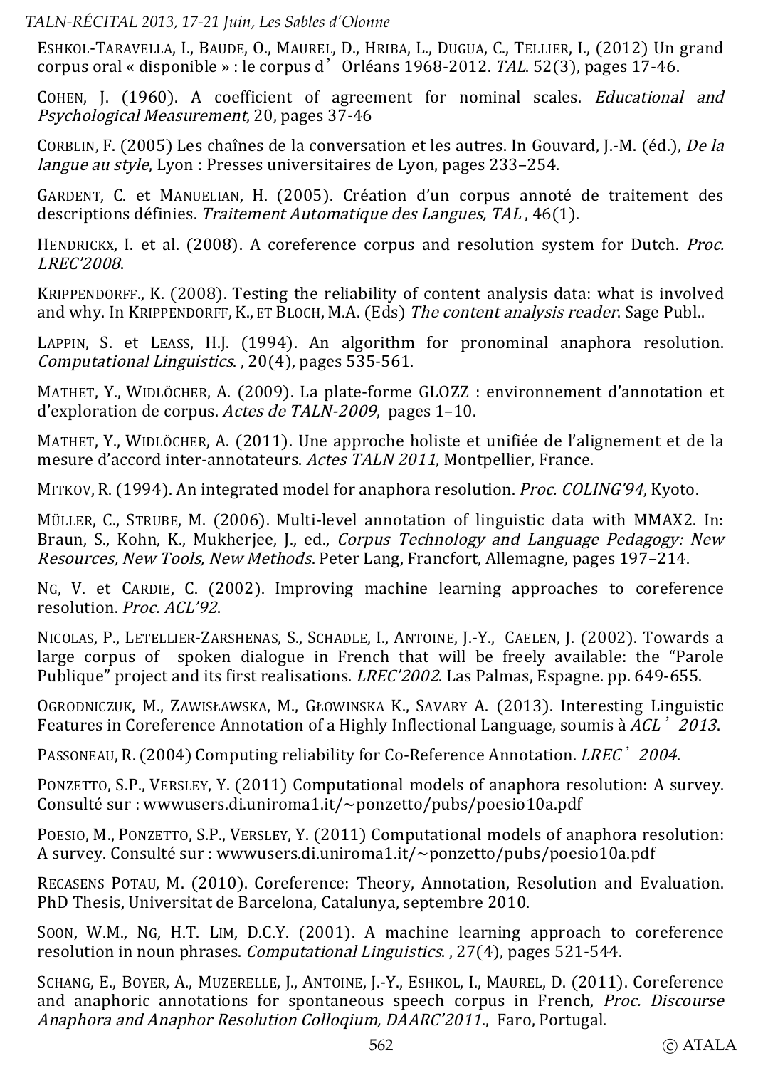ESHKOL-TARAVELLA, I., BAUDE, O., MAUREL, D., HRIBA, L., DUGUA, C., TELLIER, I., (2012) Un grand corpus oral « disponible » : le corpus d'Orléans 1968-2012. *TAL*. 52(3), pages 17-46.

COHEN, J. (1960). A coefficient of agreement for nominal scales. *Educational and Psychological Measurement*, 20, pages 37-46

CORBLIN, F. (2005) Les chaînes de la conversation et les autres. In Gouvard, J.-M. (éd.), *De la langue au style*, Lyon : Presses universitaires de Lyon, pages 233–254.

GARDENT, C. et MANUELIAN, H. (2005). Création d'un corpus annoté de traitement des descriptions définies. *Traitement Automatique des Langues, TAL* , 46(1).

HENDRICKX, I. et al. (2008). A coreference corpus and resolution system for Dutch. *Proc. LREC'2008*.

KRIPPENDORFF., K. (2008). Testing the reliability of content analysis data: what is involved and why. In KRIPPENDORFF, K., ET BLOCH, M.A. (Eds) *The content analysis reader*. Sage Publ..

LAPPIN, S. et LEASS, H.J. (1994). An algorithm for pronominal anaphora resolution. *Computational Linguistics.* , 20(4), pages 535-561.

MATHET, Y., WIDLÖCHER, A. (2009). La plate-forme GLOZZ : environnement d'annotation et d'exploration de corpus. *Actes de TALN-2009*, pages 1–10.

MATHET, Y., WIDLÖCHER, A. (2011). Une approche holiste et unifiée de l'alignement et de la mesure d'accord inter-annotateurs. *Actes TALN 2011*, Montpellier, France.

MITKOV, R. (1994). An integrated model for anaphora resolution. *Proc. COLING'94*, Kyoto.

MÜLLER, C., STRUBE, M. (2006). Multi-level annotation of linguistic data with MMAX2. In: Braun, S., Kohn, K., Mukherjee, J., ed., *Corpus Technology and Language Pedagogy: New Resources, New Tools, New Methods*. Peter Lang, Francfort, Allemagne, pages 197–214.

NG, V. et CARDIE, C. (2002). Improving machine learning approaches to coreference resolution. *Proc. ACL'92*.

NICOLAS, P., LETELLIER-ZARSHENAS, S., SCHADLE, I., ANTOINE, J.-Y., CAELEN, J. (2002). Towards a large corpus of spoken dialogue in French that will be freely available: the "Parole Publique" project and its first realisations. *LREC'2002*. Las Palmas, Espagne. pp. 649-655.

OGRODNICZUK, M., ZAWISŁAWSKA, M., GŁOWINSKA K., SAVARY A. (2013). Interesting Linguistic Features in Coreference Annotation of a Highly Inflectional Language, soumis à *ACL'2013*.

PASSONEAU, R. (2004) Computing reliability for Co-Reference Annotation. *LREC'2004*.

PONZETTO, S.P., VERSLEY, Y. (2011) Computational models of anaphora resolution: A survey. Consulté sur : wwwusers.di.uniroma1.it/~ponzetto/pubs/poesio10a.pdf

POESIO, M., PONZETTO, S.P., VERSLEY, Y. (2011) Computational models of anaphora resolution: A survey. Consulté sur : wwwusers.di.uniroma1.it/~ponzetto/pubs/poesio10a.pdf

RECASENS POTAU, M. (2010). Coreference: Theory, Annotation, Resolution and Evaluation. PhD Thesis, Universitat de Barcelona, Catalunya, septembre 2010.

SOON, W.M., NG, H.T. LIM, D.C.Y. (2001). A machine learning approach to coreference resolution in noun phrases. *Computational Linguistics.* , 27(4), pages 521-544.

SCHANG, E., BOYER, A., MUZERELLE, J., ANTOINE, J.-Y., ESHKOL, I., MAUREL, D. (2011). Coreference and anaphoric annotations for spontaneous speech corpus in French, *Proc. Discourse Anaphora and Anaphor Resolution Colloqium, DAARC'2011.*, Faro, Portugal.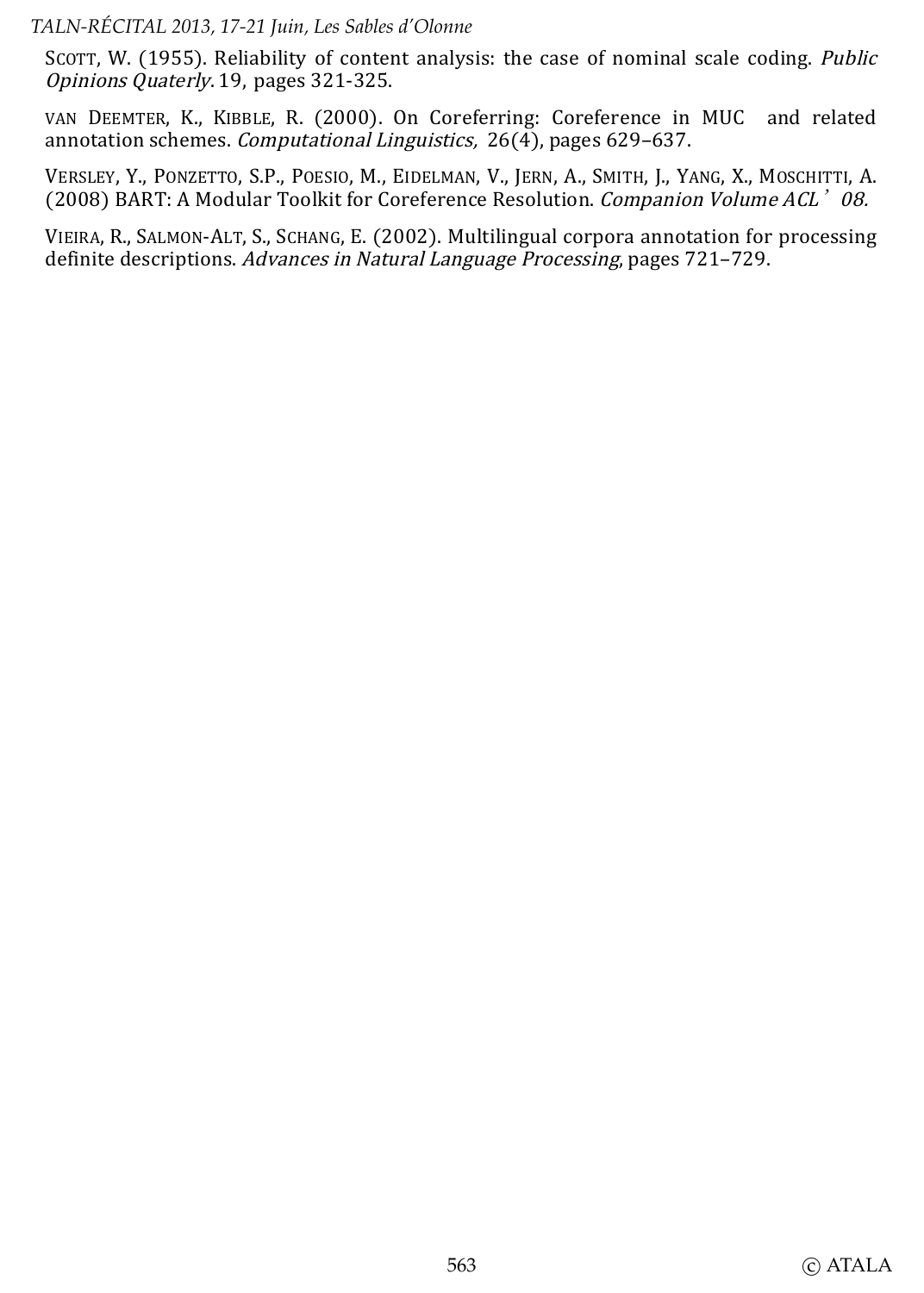SCOTT, W. (1955). Reliability of content analysis: the case of nominal scale coding. *Public Opinions Quaterly*. 19, pages 321-325.

VAN DEEMTER, K., KIBBLE, R. (2000). On Coreferring: Coreference in MUC and related annotation schemes. *Computational Linguistics,* 26(4), pages 629–637.

VERSLEY, Y., PONZETTO, S.P., POESIO, M., EIDELMAN, V., JERN, A., SMITH, J., YANG, X., MOSCHITTI, A. (2008) BART: A Modular Toolkit for Coreference Resolution. *Companion Volume ACL'08.*

VIEIRA, R., SALMON-ALT, S., SCHANG, E. (2002). Multilingual corpora annotation for processing definite descriptions. *Advances in Natural Language Processing*, pages 721–729.